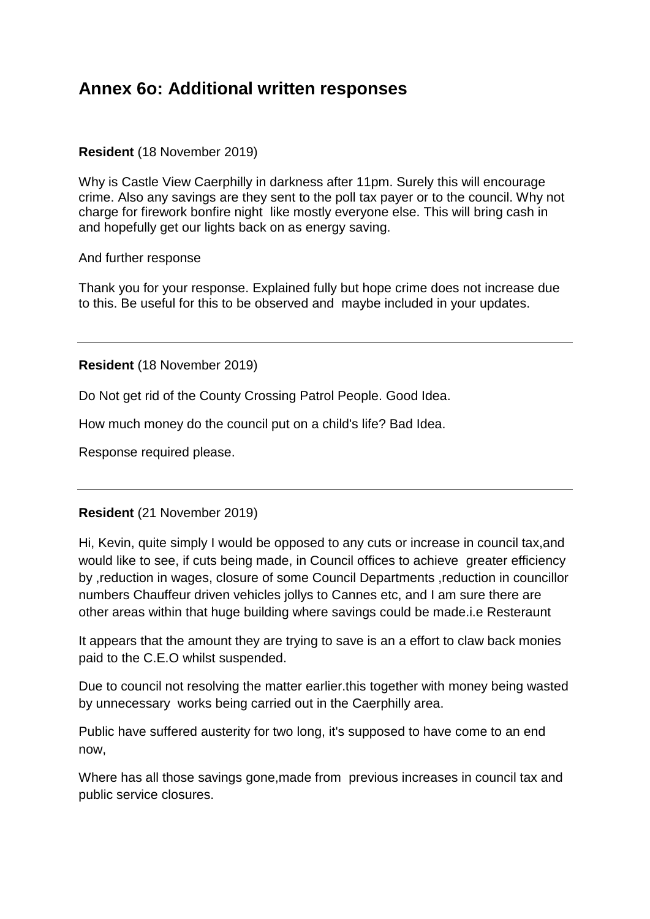# Annex 6o: Additional written responses

**Resident** (18 November 2019)

Why is Castle View Caerphilly in darkness after 11pm. Surely this will encourage crime. Also any savings are they sent to the poll tax payer or to the council. Why not charge for firework bonfire night like mostly everyone else. This will bring cash in and hopefully get our lights back on as energy saving.

And further response

Thank you for your response. Explained fully but hope crime does not increase due to this. Be useful for this to be observed and maybe included in your updates.

---

**Resident** (18 November 2019)

Do Not get rid of the County Crossing Patrol People. Good Idea.

How much money do the council put on a child's life? Bad Idea.

Response required please.

---

**Resident** (21 November 2019)

Hi, Kevin, quite simply I would be opposed to any cuts or increase in council tax,and would like to see, if cuts being made, in Council offices to achieve greater efficiency by ,reduction in wages, closure of some Council Departments ,reduction in councillor numbers Chauffeur driven vehicles jollys to Cannes etc, and I am sure there are other areas within that huge building where savings could be made.i.e Resteraunt

It appears that the amount they are trying to save is an a effort to claw back monies paid to the C.E.O whilst suspended.

Due to council not resolving the matter earlier.this together with money being wasted by unnecessary works being carried out in the Caerphilly area.

Public have suffered austerity for two long, it's supposed to have come to an end now,

Where has all those savings gone,made from previous increases in council tax and public service closures.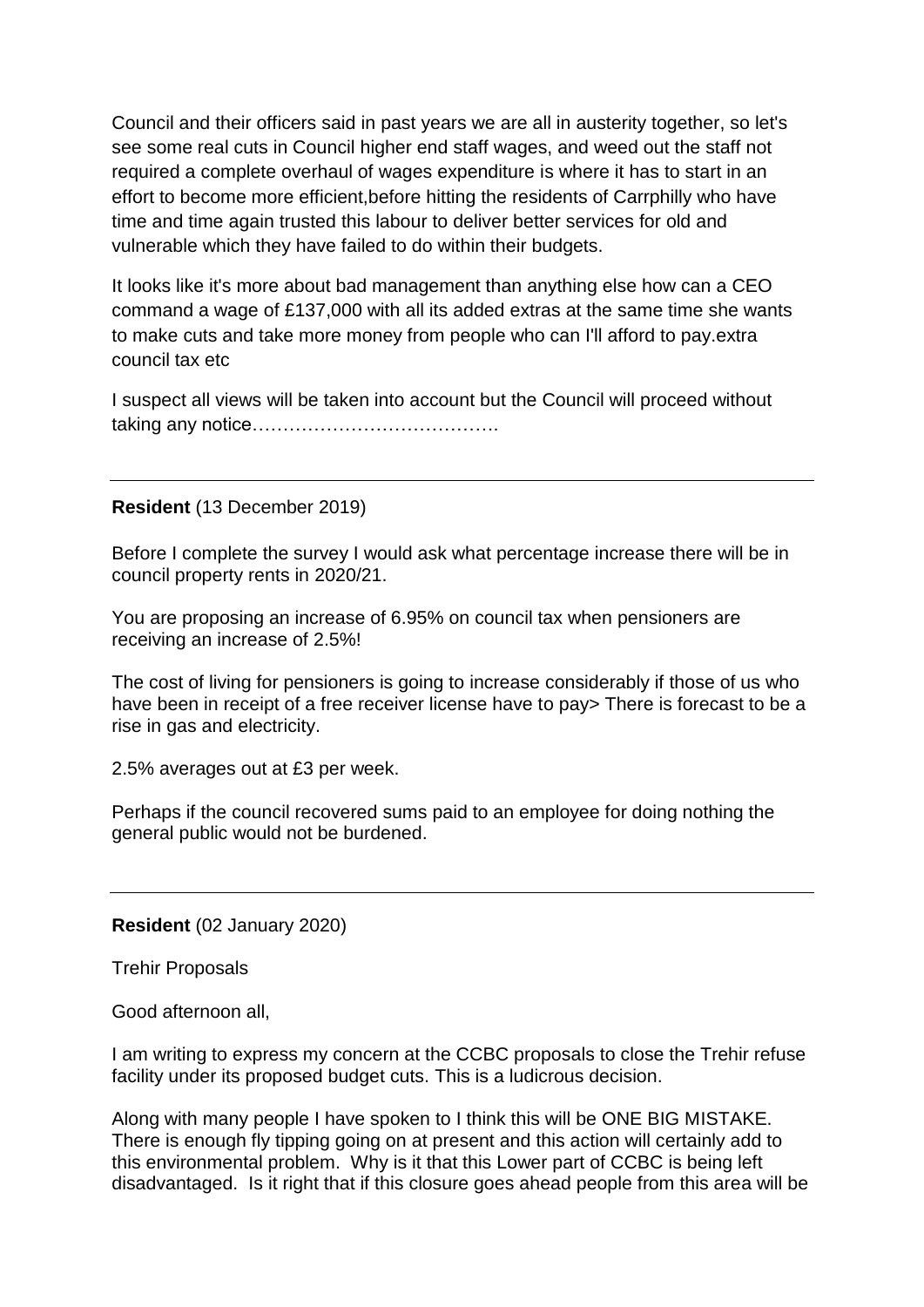Council and their officers said in past years we are all in austerity together, so let's see some real cuts in Council higher end staff wages, and weed out the staff not required a complete overhaul of wages expenditure is where it has to start in an effort to become more efficient,before hitting the residents of Carrphilly who have time and time again trusted this labour to deliver better services for old and vulnerable which they have failed to do within their budgets.

It looks like it's more about bad management than anything else how can a CEO command a wage of £137,000 with all its added extras at the same time she wants to make cuts and take more money from people who can I'll afford to pay.extra council tax etc

I suspect all views will be taken into account but the Council will proceed without taking any notice………………………………….

---

**Resident** (13 December 2019)

Before I complete the survey I would ask what percentage increase there will be in council property rents in 2020/21.

You are proposing an increase of 6.95% on council tax when pensioners are receiving an increase of 2.5%!

The cost of living for pensioners is going to increase considerably if those of us who have been in receipt of a free receiver license have to pay> There is forecast to be a rise in gas and electricity.

2.5% averages out at £3 per week.

Perhaps if the council recovered sums paid to an employee for doing nothing the general public would not be burdened.

---

**Resident** (02 January 2020)

Trehir Proposals

Good afternoon all,

I am writing to express my concern at the CCBC proposals to close the Trehir refuse facility under its proposed budget cuts. This is a ludicrous decision.

Along with many people I have spoken to I think this will be ONE BIG MISTAKE. There is enough fly tipping going on at present and this action will certainly add to this environmental problem. Why is it that this Lower part of CCBC is being left disadvantaged. Is it right that if this closure goes ahead people from this area will be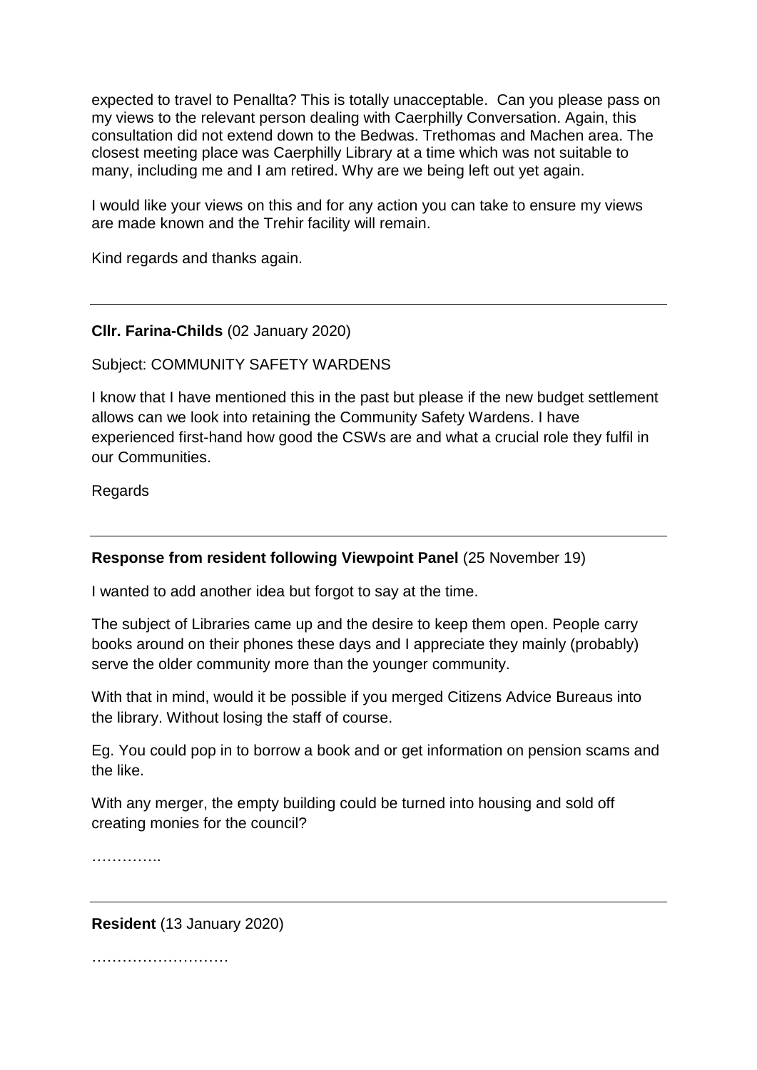expected to travel to Penallta? This is totally unacceptable. Can you please pass on my views to the relevant person dealing with Caerphilly Conversation. Again, this consultation did not extend down to the Bedwas. Trethomas and Machen area. The closest meeting place was Caerphilly Library at a time which was not suitable to many, including me and I am retired. Why are we being left out yet again.

I would like your views on this and for any action you can take to ensure my views are made known and the Trehir facility will remain.

Kind regards and thanks again.

---

**Cllr. Farina-Childs** (02 January 2020)

Subject: COMMUNITY SAFETY WARDENS

I know that I have mentioned this in the past but please if the new budget settlement allows can we look into retaining the Community Safety Wardens. I have experienced first-hand how good the CSWs are and what a crucial role they fulfil in our Communities.

Regards

---

**Response from resident following Viewpoint Panel** (25 November 19)

I wanted to add another idea but forgot to say at the time.

The subject of Libraries came up and the desire to keep them open. People carry books around on their phones these days and I appreciate they mainly (probably) serve the older community more than the younger community.

With that in mind, would it be possible if you merged Citizens Advice Bureaus into the library. Without losing the staff of course.

Eg. You could pop in to borrow a book and or get information on pension scams and the like.

With any merger, the empty building could be turned into housing and sold off creating monies for the council?

…………..

---

**Resident** (13 January 2020)

………………………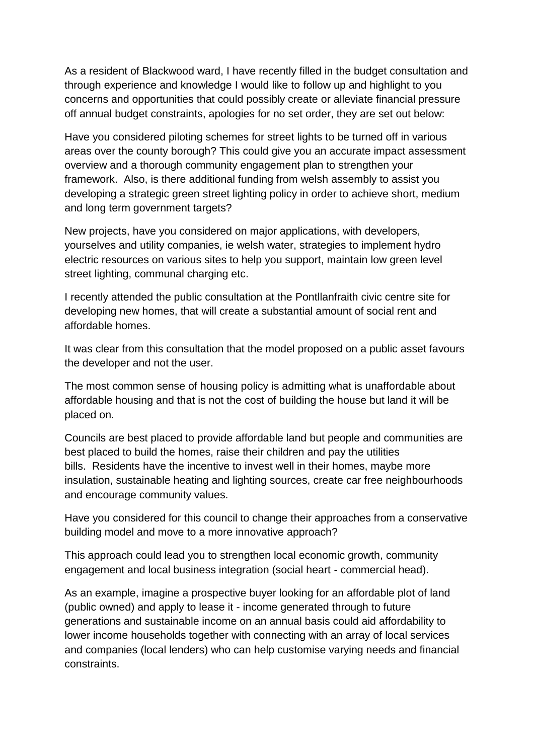As a resident of Blackwood ward, I have recently filled in the budget consultation and through experience and knowledge I would like to follow up and highlight to you concerns and opportunities that could possibly create or alleviate financial pressure off annual budget constraints, apologies for no set order, they are set out below:

Have you considered piloting schemes for street lights to be turned off in various areas over the county borough? This could give you an accurate impact assessment overview and a thorough community engagement plan to strengthen your framework. Also, is there additional funding from welsh assembly to assist you developing a strategic green street lighting policy in order to achieve short, medium and long term government targets?

New projects, have you considered on major applications, with developers, yourselves and utility companies, ie welsh water, strategies to implement hydro electric resources on various sites to help you support, maintain low green level street lighting, communal charging etc.

I recently attended the public consultation at the Pontllanfraith civic centre site for developing new homes, that will create a substantial amount of social rent and affordable homes.

It was clear from this consultation that the model proposed on a public asset favours the developer and not the user.

The most common sense of housing policy is admitting what is unaffordable about affordable housing and that is not the cost of building the house but land it will be placed on.

Councils are best placed to provide affordable land but people and communities are best placed to build the homes, raise their children and pay the utilities bills. Residents have the incentive to invest well in their homes, maybe more insulation, sustainable heating and lighting sources, create car free neighbourhoods and encourage community values.

Have you considered for this council to change their approaches from a conservative building model and move to a more innovative approach?

This approach could lead you to strengthen local economic growth, community engagement and local business integration (social heart - commercial head).

As an example, imagine a prospective buyer looking for an affordable plot of land (public owned) and apply to lease it - income generated through to future generations and sustainable income on an annual basis could aid affordability to lower income households together with connecting with an array of local services and companies (local lenders) who can help customise varying needs and financial constraints.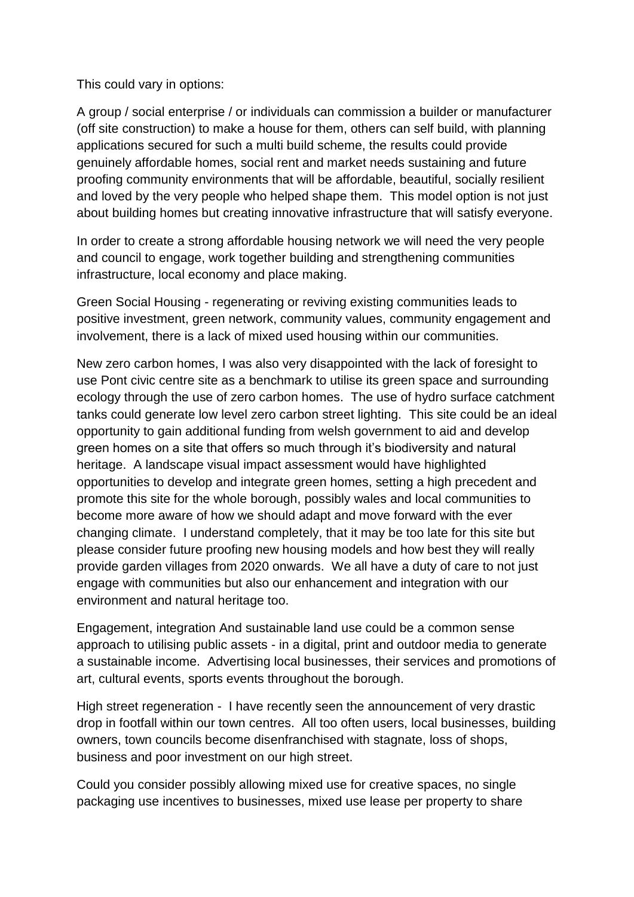This could vary in options:

A group / social enterprise / or individuals can commission a builder or manufacturer (off site construction) to make a house for them, others can self build, with planning applications secured for such a multi build scheme, the results could provide genuinely affordable homes, social rent and market needs sustaining and future proofing community environments that will be affordable, beautiful, socially resilient and loved by the very people who helped shape them. This model option is not just about building homes but creating innovative infrastructure that will satisfy everyone.

In order to create a strong affordable housing network we will need the very people and council to engage, work together building and strengthening communities infrastructure, local economy and place making.

Green Social Housing - regenerating or reviving existing communities leads to positive investment, green network, community values, community engagement and involvement, there is a lack of mixed used housing within our communities.

New zero carbon homes, I was also very disappointed with the lack of foresight to use Pont civic centre site as a benchmark to utilise its green space and surrounding ecology through the use of zero carbon homes. The use of hydro surface catchment tanks could generate low level zero carbon street lighting. This site could be an ideal opportunity to gain additional funding from welsh government to aid and develop green homes on a site that offers so much through it's biodiversity and natural heritage. A landscape visual impact assessment would have highlighted opportunities to develop and integrate green homes, setting a high precedent and promote this site for the whole borough, possibly wales and local communities to become more aware of how we should adapt and move forward with the ever changing climate. I understand completely, that it may be too late for this site but please consider future proofing new housing models and how best they will really provide garden villages from 2020 onwards. We all have a duty of care to not just engage with communities but also our enhancement and integration with our environment and natural heritage too.

Engagement, integration And sustainable land use could be a common sense approach to utilising public assets - in a digital, print and outdoor media to generate a sustainable income. Advertising local businesses, their services and promotions of art, cultural events, sports events throughout the borough.

High street regeneration - I have recently seen the announcement of very drastic drop in footfall within our town centres. All too often users, local businesses, building owners, town councils become disenfranchised with stagnate, loss of shops, business and poor investment on our high street.

Could you consider possibly allowing mixed use for creative spaces, no single packaging use incentives to businesses, mixed use lease per property to share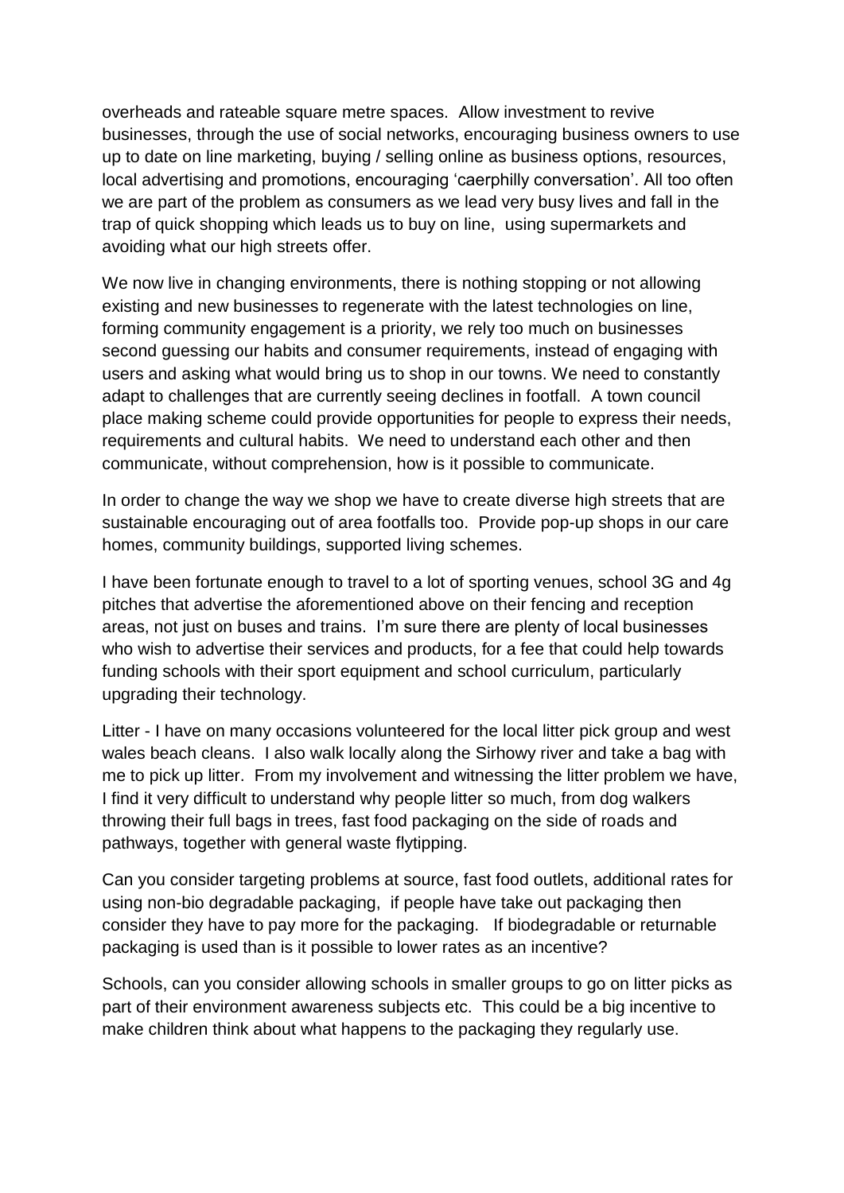overheads and rateable square metre spaces. Allow investment to revive businesses, through the use of social networks, encouraging business owners to use up to date on line marketing, buying / selling online as business options, resources, local advertising and promotions, encouraging 'caerphilly conversation'. All too often we are part of the problem as consumers as we lead very busy lives and fall in the trap of quick shopping which leads us to buy on line, using supermarkets and avoiding what our high streets offer.

We now live in changing environments, there is nothing stopping or not allowing existing and new businesses to regenerate with the latest technologies on line, forming community engagement is a priority, we rely too much on businesses second guessing our habits and consumer requirements, instead of engaging with users and asking what would bring us to shop in our towns. We need to constantly adapt to challenges that are currently seeing declines in footfall. A town council place making scheme could provide opportunities for people to express their needs, requirements and cultural habits. We need to understand each other and then communicate, without comprehension, how is it possible to communicate.

In order to change the way we shop we have to create diverse high streets that are sustainable encouraging out of area footfalls too. Provide pop-up shops in our care homes, community buildings, supported living schemes.

I have been fortunate enough to travel to a lot of sporting venues, school 3G and 4g pitches that advertise the aforementioned above on their fencing and reception areas, not just on buses and trains. I'm sure there are plenty of local businesses who wish to advertise their services and products, for a fee that could help towards funding schools with their sport equipment and school curriculum, particularly upgrading their technology.

Litter - I have on many occasions volunteered for the local litter pick group and west wales beach cleans. I also walk locally along the Sirhowy river and take a bag with me to pick up litter. From my involvement and witnessing the litter problem we have, I find it very difficult to understand why people litter so much, from dog walkers throwing their full bags in trees, fast food packaging on the side of roads and pathways, together with general waste flytipping.

Can you consider targeting problems at source, fast food outlets, additional rates for using non-bio degradable packaging, if people have take out packaging then consider they have to pay more for the packaging. If biodegradable or returnable packaging is used than is it possible to lower rates as an incentive?

Schools, can you consider allowing schools in smaller groups to go on litter picks as part of their environment awareness subjects etc. This could be a big incentive to make children think about what happens to the packaging they regularly use.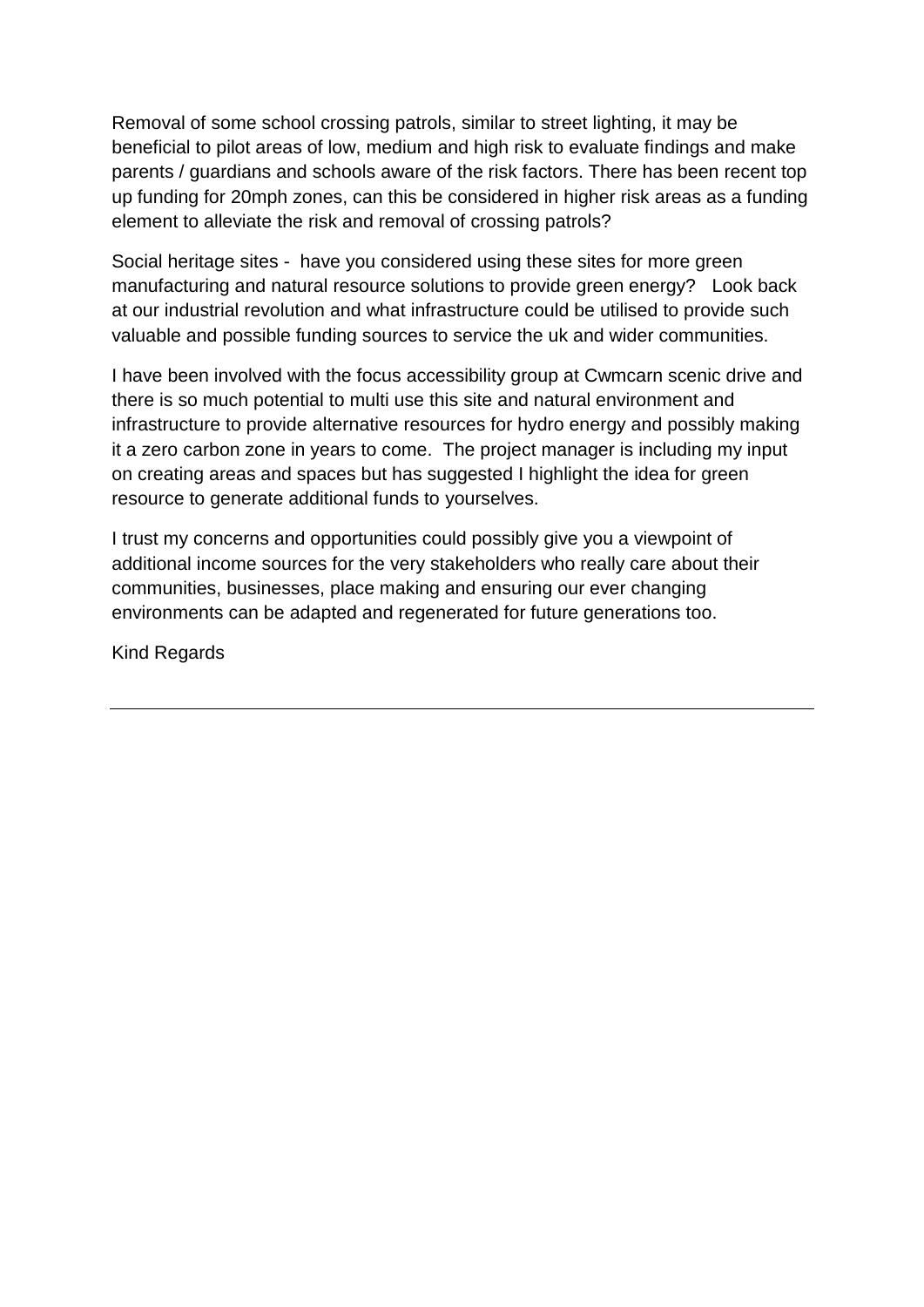Removal of some school crossing patrols, similar to street lighting, it may be beneficial to pilot areas of low, medium and high risk to evaluate findings and make parents / guardians and schools aware of the risk factors. There has been recent top up funding for 20mph zones, can this be considered in higher risk areas as a funding element to alleviate the risk and removal of crossing patrols?

Social heritage sites - have you considered using these sites for more green manufacturing and natural resource solutions to provide green energy? Look back at our industrial revolution and what infrastructure could be utilised to provide such valuable and possible funding sources to service the uk and wider communities.

I have been involved with the focus accessibility group at Cwmcarn scenic drive and there is so much potential to multi use this site and natural environment and infrastructure to provide alternative resources for hydro energy and possibly making it a zero carbon zone in years to come. The project manager is including my input on creating areas and spaces but has suggested I highlight the idea for green resource to generate additional funds to yourselves.

I trust my concerns and opportunities could possibly give you a viewpoint of additional income sources for the very stakeholders who really care about their communities, businesses, place making and ensuring our ever changing environments can be adapted and regenerated for future generations too.

Kind Regards

---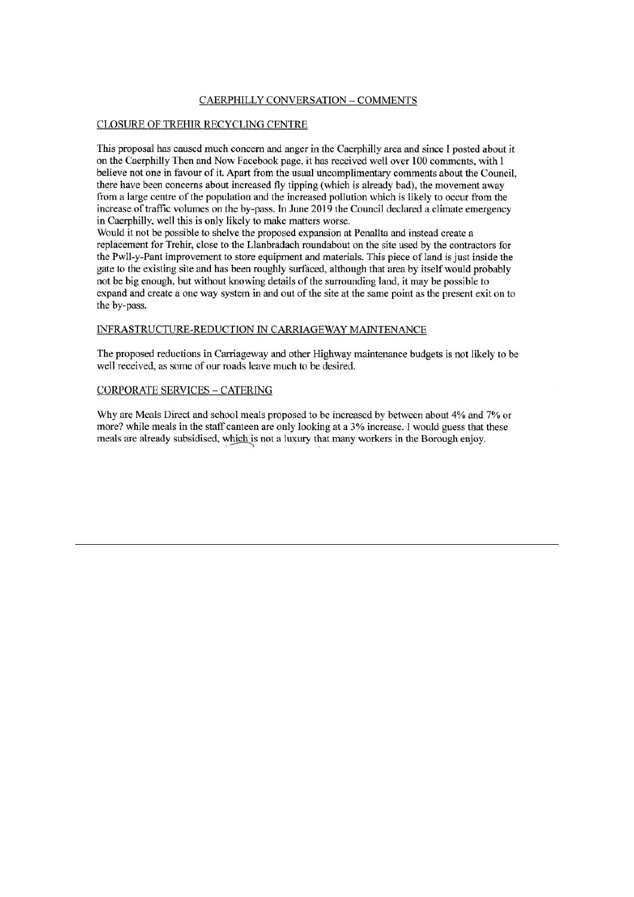## CAERPHILLY CONVERSATION – COMMENTS

### CLOSURE OF TREHIR RECYCLING CENTRE

This proposal has caused much concern and anger in the Caerphilly area and since I posted about it on the Caerphilly Then and Now Facebook page, it has received well over 100 comments, with I believe not one in favour of it. Apart from the usual uncomplimentary comments about the Council, there have been concerns about increased fly tipping (which is already bad), the movement away from a large centre of the population and the increased pollution which is likely to occur from the increase of traffic volumes on the by-pass. In June 2019 the Council declared a climate emergency in Caerphilly, well this is only likely to make matters worse.

Would it not be possible to shelve the proposed expansion at Penallta and instead create a replacement for Trehir, close to the Llanbradach roundabout on the site used by the contractors for the Pwll-y-Pant improvement to store equipment and materials. This piece of land is just inside the gate to the existing site and has been roughly surfaced, although that area by itself would probably not be big enough, but without knowing details of the surrounding land, it may be possible to expand and create a one way system in and out of the site at the same point as the present exit on to the by-pass.

### INFRASTRUCTURE-REDUCTION IN CARRIAGEWAY MAINTENANCE

The proposed reductions in Carriageway and other Highway maintenance budgets is not likely to be well received, as some of our roads leave much to be desired.

### CORPORATE SERVICES – CATERING

Why are Meals Direct and school meals proposed to be increased by between about 4% and 7% or more? while meals in the staff canteen are only looking at a 3% increase. I would guess that these meals are already subsidised, which is not a luxury that many workers in the Borough enjoy.

---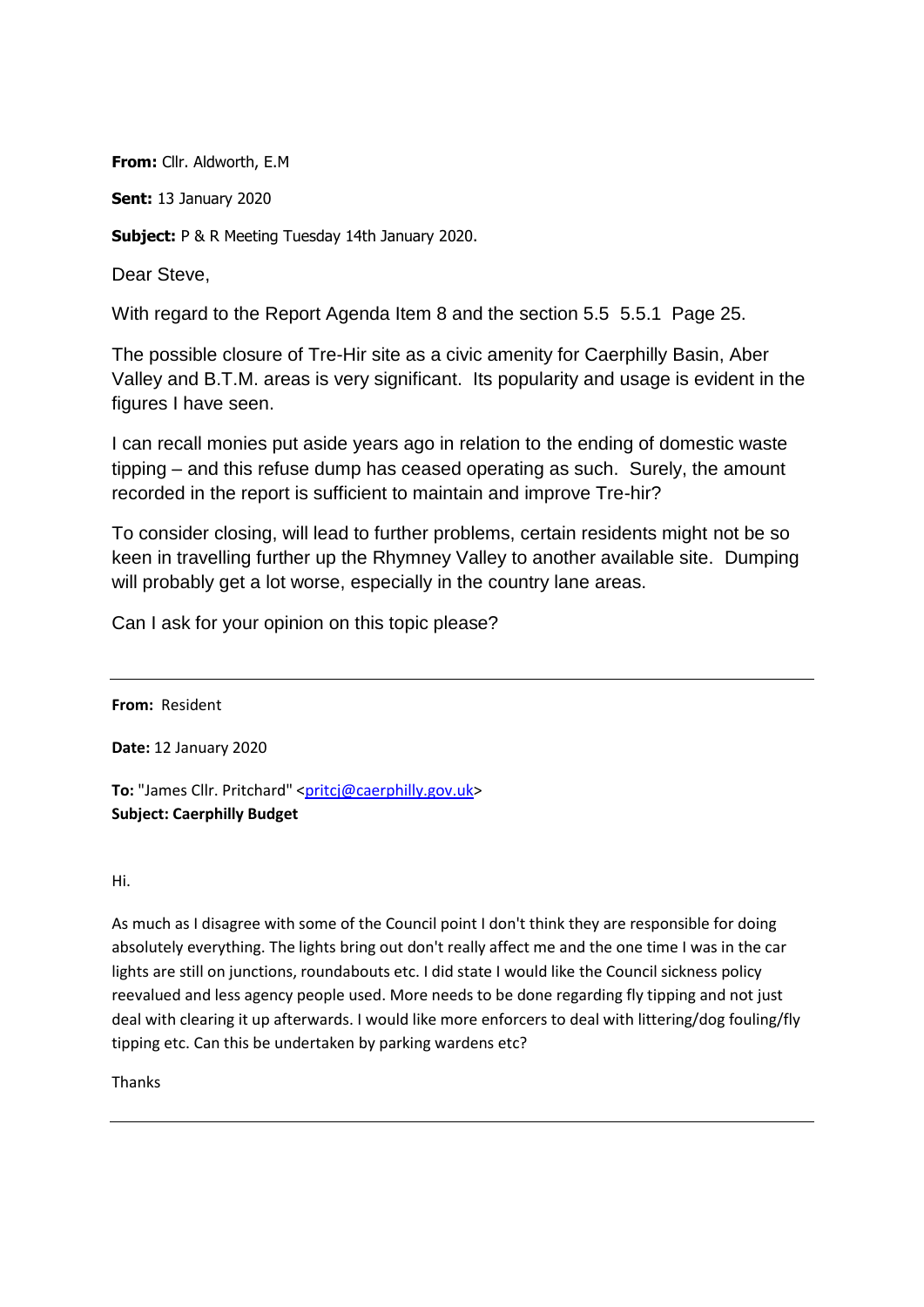**From:** Cllr. Aldworth, E.M

**Sent:** 13 January 2020

**Subject:** P & R Meeting Tuesday 14th January 2020.

Dear Steve,

With regard to the Report Agenda Item 8 and the section 5.5 5.5.1 Page 25.

The possible closure of Tre-Hir site as a civic amenity for Caerphilly Basin, Aber Valley and B.T.M. areas is very significant. Its popularity and usage is evident in the figures I have seen.

I can recall monies put aside years ago in relation to the ending of domestic waste tipping – and this refuse dump has ceased operating as such. Surely, the amount recorded in the report is sufficient to maintain and improve Tre-hir?

To consider closing, will lead to further problems, certain residents might not be so keen in travelling further up the Rhymney Valley to another available site. Dumping will probably get a lot worse, especially in the country lane areas.

Can I ask for your opinion on this topic please?

---

**From:** Resident

**Date:** 12 January 2020

**To:** "James Cllr. Pritchard" <pritcj@caerphilly.gov.uk>
**Subject: Caerphilly Budget**

Hi.

As much as I disagree with some of the Council point I don't think they are responsible for doing absolutely everything. The lights bring out don't really affect me and the one time I was in the car lights are still on junctions, roundabouts etc. I did state I would like the Council sickness policy reevalued and less agency people used. More needs to be done regarding fly tipping and not just deal with clearing it up afterwards. I would like more enforcers to deal with littering/dog fouling/fly tipping etc. Can this be undertaken by parking wardens etc?

Thanks

---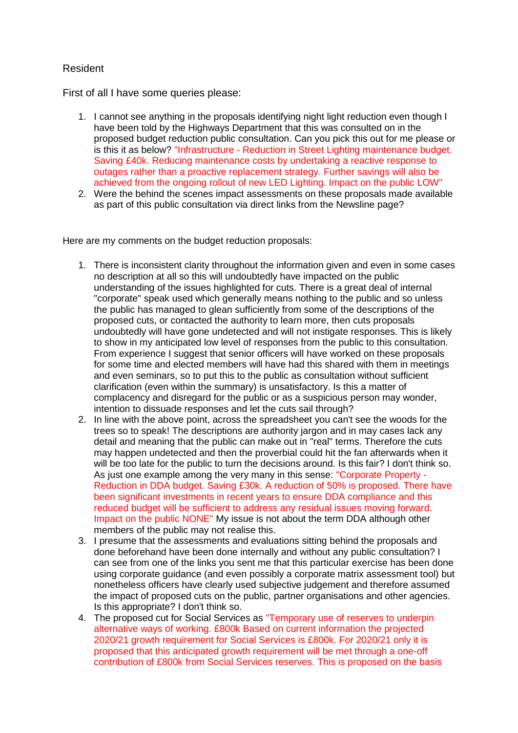Resident

First of all I have some queries please:

1. I cannot see anything in the proposals identifying night light reduction even though I have been told by the Highways Department that this was consulted on in the proposed budget reduction public consultation. Can you pick this out for me please or is this it as below? "Infrastructure - Reduction in Street Lighting maintenance budget. Saving £40k. Reducing maintenance costs by undertaking a reactive response to outages rather than a proactive replacement strategy. Further savings will also be achieved from the ongoing rollout of new LED Lighting. Impact on the public LOW"
2. Were the behind the scenes impact assessments on these proposals made available as part of this public consultation via direct links from the Newsline page?

Here are my comments on the budget reduction proposals:

1. There is inconsistent clarity throughout the information given and even in some cases no description at all so this will undoubtedly have impacted on the public understanding of the issues highlighted for cuts. There is a great deal of internal "corporate" speak used which generally means nothing to the public and so unless the public has managed to glean sufficiently from some of the descriptions of the proposed cuts, or contacted the authority to learn more, then cuts proposals undoubtedly will have gone undetected and will not instigate responses. This is likely to show in my anticipated low level of responses from the public to this consultation. From experience I suggest that senior officers will have worked on these proposals for some time and elected members will have had this shared with them in meetings and even seminars, so to put this to the public as consultation without sufficient clarification (even within the summary) is unsatisfactory. Is this a matter of complacency and disregard for the public or as a suspicious person may wonder, intention to dissuade responses and let the cuts sail through?
2. In line with the above point, across the spreadsheet you can't see the woods for the trees so to speak! The descriptions are authority jargon and in may cases lack any detail and meaning that the public can make out in "real" terms. Therefore the cuts may happen undetected and then the proverbial could hit the fan afterwards when it will be too late for the public to turn the decisions around. Is this fair? I don't think so. As just one example among the very many in this sense: "Corporate Property - Reduction in DDA budget. Saving £30k. A reduction of 50% is proposed. There have been significant investments in recent years to ensure DDA compliance and this reduced budget will be sufficient to address any residual issues moving forward. Impact on the public NONE" My issue is not about the term DDA although other members of the public may not realise this.
3. I presume that the assessments and evaluations sitting behind the proposals and done beforehand have been done internally and without any public consultation? I can see from one of the links you sent me that this particular exercise has been done using corporate guidance (and even possibly a corporate matrix assessment tool) but nonetheless officers have clearly used subjective judgement and therefore assumed the impact of proposed cuts on the public, partner organisations and other agencies. Is this appropriate? I don't think so.
4. The proposed cut for Social Services as "Temporary use of reserves to underpin alternative ways of working. £800k Based on current information the projected 2020/21 growth requirement for Social Services is £800k. For 2020/21 only it is proposed that this anticipated growth requirement will be met through a one-off contribution of £800k from Social Services reserves. This is proposed on the basis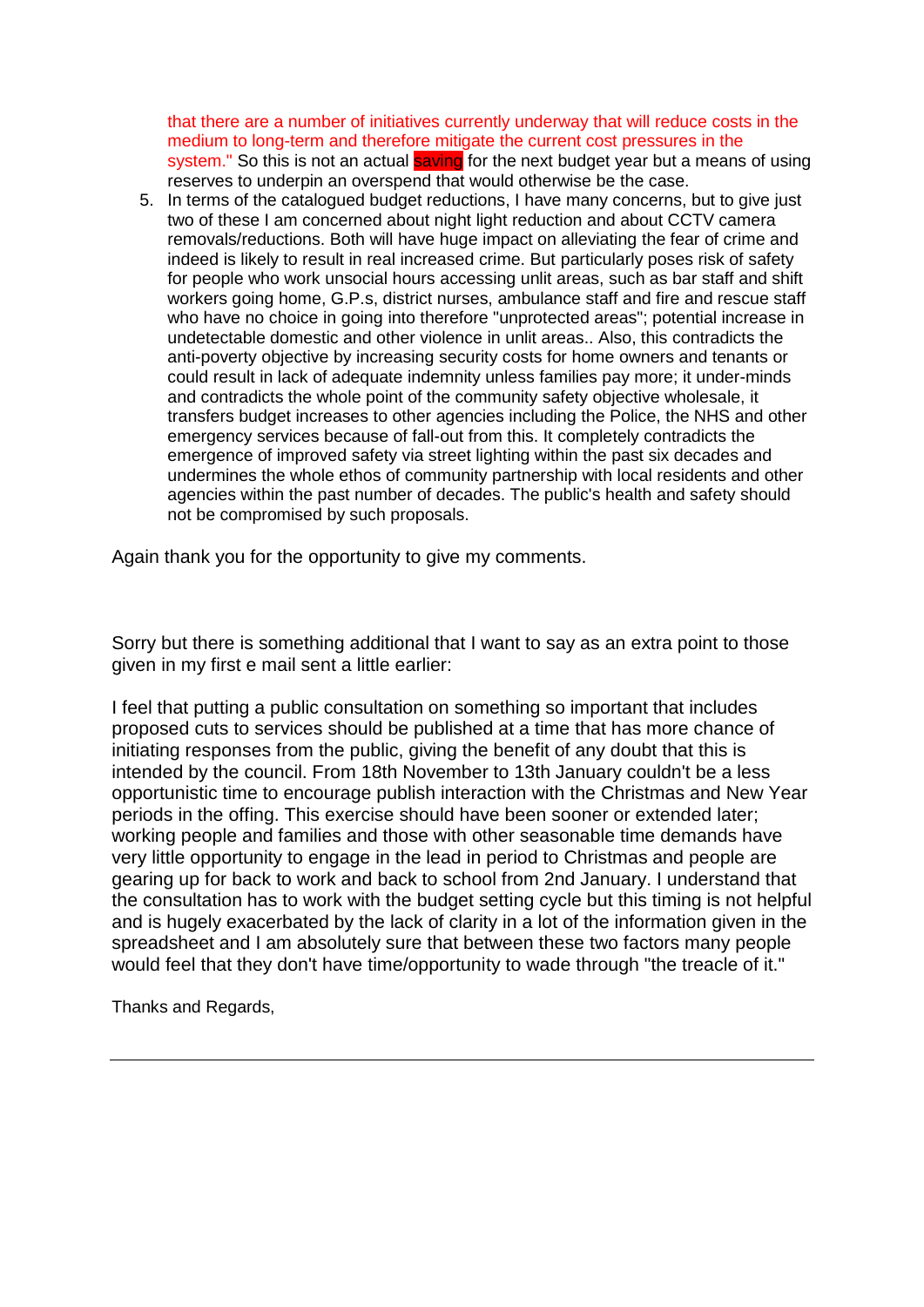that there are a number of initiatives currently underway that will reduce costs in the medium to long-term and therefore mitigate the current cost pressures in the system." So this is not an actual saving for the next budget year but a means of using reserves to underpin an overspend that would otherwise be the case.

5. In terms of the catalogued budget reductions, I have many concerns, but to give just two of these I am concerned about night light reduction and about CCTV camera removals/reductions. Both will have huge impact on alleviating the fear of crime and indeed is likely to result in real increased crime. But particularly poses risk of safety for people who work unsocial hours accessing unlit areas, such as bar staff and shift workers going home, G.P.s, district nurses, ambulance staff and fire and rescue staff who have no choice in going into therefore "unprotected areas"; potential increase in undetectable domestic and other violence in unlit areas.. Also, this contradicts the anti-poverty objective by increasing security costs for home owners and tenants or could result in lack of adequate indemnity unless families pay more; it under-minds and contradicts the whole point of the community safety objective wholesale, it transfers budget increases to other agencies including the Police, the NHS and other emergency services because of fall-out from this. It completely contradicts the emergence of improved safety via street lighting within the past six decades and undermines the whole ethos of community partnership with local residents and other agencies within the past number of decades. The public's health and safety should not be compromised by such proposals.

Again thank you for the opportunity to give my comments.

Sorry but there is something additional that I want to say as an extra point to those given in my first e mail sent a little earlier:

I feel that putting a public consultation on something so important that includes proposed cuts to services should be published at a time that has more chance of initiating responses from the public, giving the benefit of any doubt that this is intended by the council. From 18th November to 13th January couldn't be a less opportunistic time to encourage publish interaction with the Christmas and New Year periods in the offing. This exercise should have been sooner or extended later; working people and families and those with other seasonable time demands have very little opportunity to engage in the lead in period to Christmas and people are gearing up for back to work and back to school from 2nd January. I understand that the consultation has to work with the budget setting cycle but this timing is not helpful and is hugely exacerbated by the lack of clarity in a lot of the information given in the spreadsheet and I am absolutely sure that between these two factors many people would feel that they don't have time/opportunity to wade through "the treacle of it."

Thanks and Regards,

---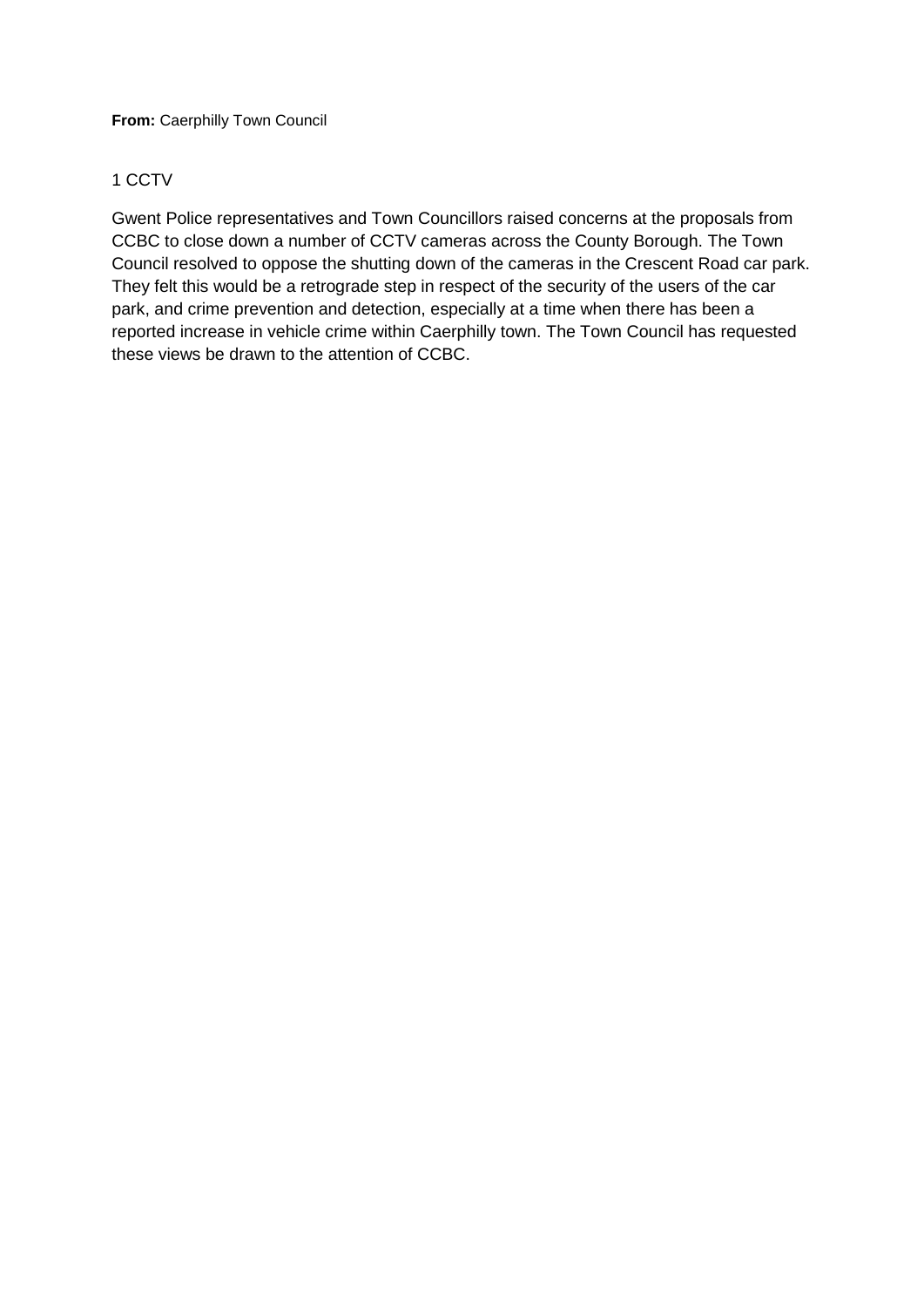**From:** Caerphilly Town Council

1 CCTV

Gwent Police representatives and Town Councillors raised concerns at the proposals from CCBC to close down a number of CCTV cameras across the County Borough. The Town Council resolved to oppose the shutting down of the cameras in the Crescent Road car park. They felt this would be a retrograde step in respect of the security of the users of the car park, and crime prevention and detection, especially at a time when there has been a reported increase in vehicle crime within Caerphilly town. The Town Council has requested these views be drawn to the attention of CCBC.